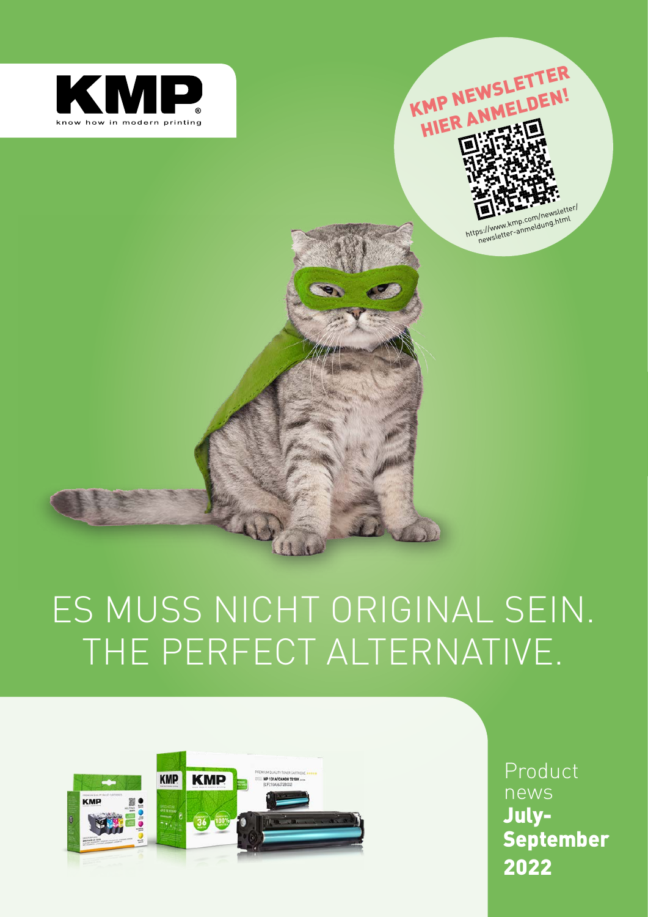KMP

know how in modern printing

KMP NEWSLETTER HIER ANMELDEN!

https://www.kmp.com/newsletter/newsletter-anmeldung.html

# ES MUSS NICHT ORIGINAL SEIN. THE PERFECT ALTERNATIVE.

Product news

**July-September 2022**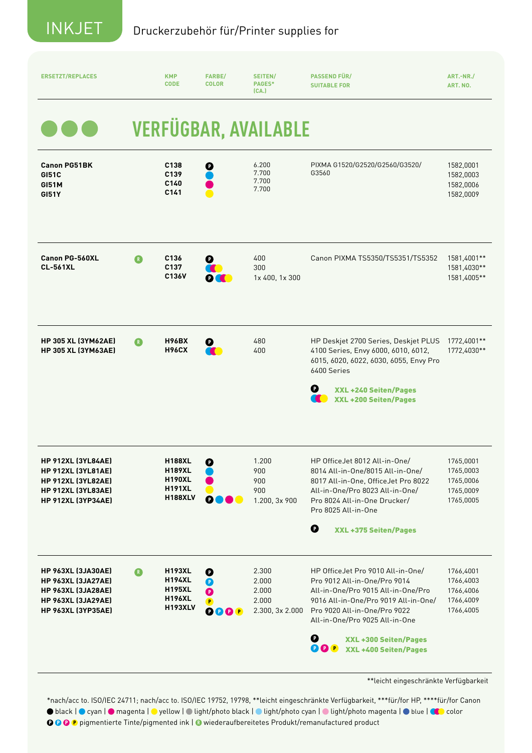# INKJET

Druckerzubehör für/Printer supplies for

| ERSETZT/REPLACES | | KMP CODE | FARBE/ COLOR | SEITEN/ PAGES* (CA.) | PASSEND FÜR/ SUITABLE FOR | ART.-NR./ ART. NO. |
|---|---|---|---|---|---|---|

## VERFÜGBAR, AVAILABLE

| ERSETZT/REPLACES | | KMP CODE | FARBE/ COLOR | SEITEN/ PAGES* (CA.) | PASSEND FÜR/ SUITABLE FOR | ART.-NR./ ART. NO. |
|---|---|---|---|---|---|---|
| **Canon PG51BK**<br>**GI51C**<br>**GI51M**<br>**GI51Y** | | **C138**<br>**C139**<br>**C140**<br>**C141** | P black<br>cyan<br>magenta<br>yellow | 6.200<br>7.700<br>7.700<br>7.700 | PIXMA G1520/G2520/G2560/G3520/ G3560 | 1582,0001<br>1582,0003<br>1582,0006<br>1582,0009 |
| **Canon PG-560XL**<br>**CL-561XL** | R | **C136**<br>**C137**<br>**C136V** | P black<br>color<br>P black + color | 400<br>300<br>1x 400, 1x 300 | Canon PIXMA TS5350/TS5351/TS5352 | 1581,4001**<br>1581,4030**<br>1581,4005** |
| **HP 305 XL (3YM62AE)**<br>**HP 305 XL (3YM63AE)** | R | **H96BX**<br>**H96CX** | P black<br>color | 480<br>400 | HP Deskjet 2700 Series, Deskjet PLUS 4100 Series, Envy 6000, 6010, 6012, 6015, 6020, 6022, 6030, 6055, Envy Pro 6400 Series<br><br>P black **XXL +240 Seiten/Pages**<br>color **XXL +200 Seiten/Pages** | 1772,4001**<br>1772,4030** |
| **HP 912XL (3YL84AE)**<br>**HP 912XL (3YL81AE)**<br>**HP 912XL (3YL82AE)**<br>**HP 912XL (3YL83AE)**<br>**HP 912XL (3YP34AE)** | | **H188XL**<br>**H189XL**<br>**H190XL**<br>**H191XL**<br>**H188XLV** | P black<br>cyan<br>magenta<br>yellow<br>P black, cyan, magenta, yellow | 1.200<br>900<br>900<br>900<br>1.200, 3x 900 | HP OfficeJet 8012 All-in-One/ 8014 All-in-One/8015 All-in-One/ 8017 All-in-One, OfficeJet Pro 8022 All-in-One/Pro 8023 All-in-One/ Pro 8024 All-in-One Drucker/ Pro 8025 All-in-One<br><br>P black **XXL +375 Seiten/Pages** | 1765,0001<br>1765,0003<br>1765,0006<br>1765,0009<br>1765,0005 |
| **HP 963XL (3JA30AE)**<br>**HP 963XL (3JA27AE)**<br>**HP 963XL (3JA28AE)**<br>**HP 963XL (3JA29AE)**<br>**HP 963XL (3YP35AE)** | R | **H193XL**<br>**H194XL**<br>**H195XL**<br>**H196XL**<br>**H193XLV** | P black<br>P cyan<br>P magenta<br>P yellow<br>P black, P cyan, P magenta, P yellow | 2.300<br>2.000<br>2.000<br>2.000<br>2.300, 3x 2.000 | HP OfficeJet Pro 9010 All-in-One/ Pro 9012 All-in-One/Pro 9014 All-in-One/Pro 9015 All-in-One/Pro 9016 All-in-One/Pro 9019 All-in-One/ Pro 9020 All-in-One/Pro 9022 All-in-One/Pro 9025 All-in-One<br><br>P black **XXL +300 Seiten/Pages**<br>P cyan, P magenta, P yellow **XXL +400 Seiten/Pages** | 1766,4001<br>1766,4003<br>1766,4006<br>1766,4009<br>1766,4005 |

**leicht eingeschränkte Verfügbarkeit

*nach/acc to. ISO/IEC 24711; nach/acc to. ISO/IEC 19752, 19798, **leicht eingeschränkte Verfügbarkeit, ***für/for HP, ****für/for Canon

black | cyan | magenta | yellow | light/photo black | light/photo cyan | light/photo magenta | blue | color

P P P P pigmentierte Tinte/pigmented ink | R wiederaufbereitetes Produkt/remanufactured product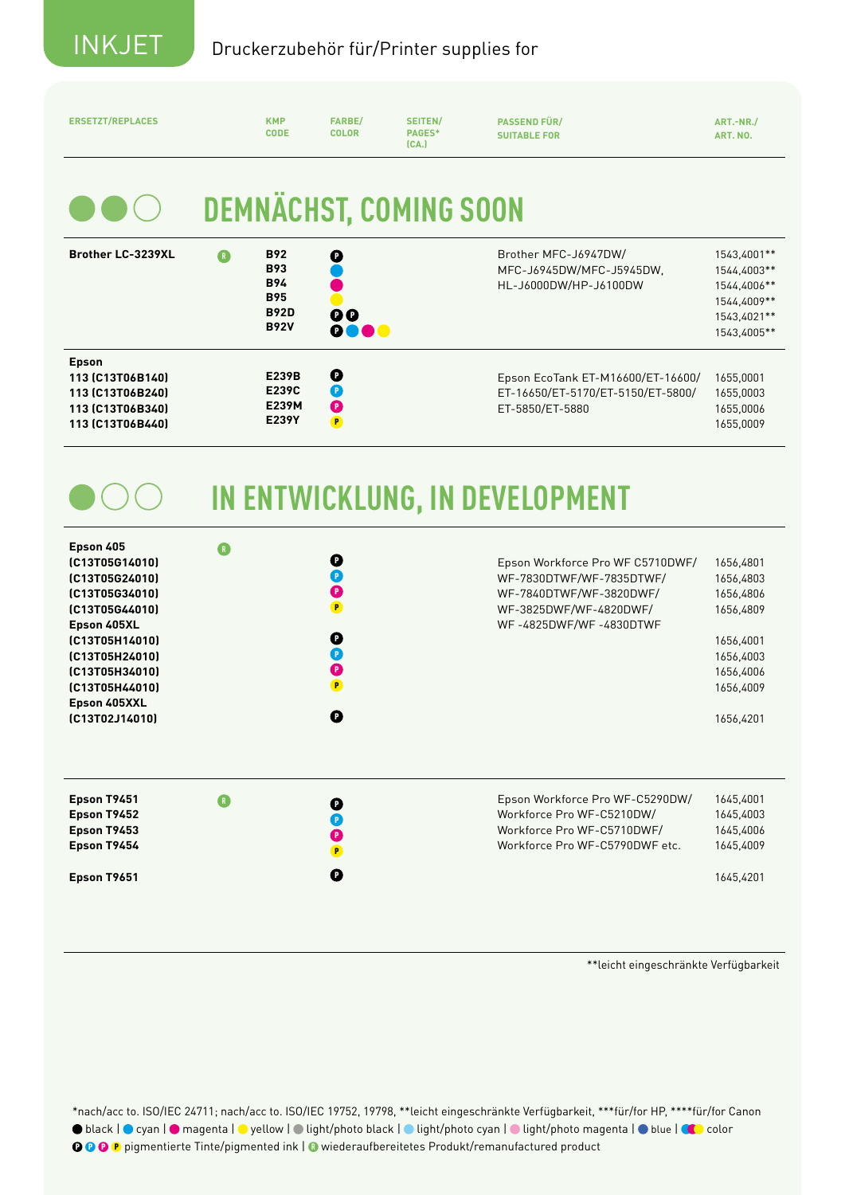# INKJET

Druckerzubehör für/Printer supplies for

## DEMNÄCHST, COMING SOON

| ERSETZT/REPLACES | | KMP CODE | FARBE/ COLOR | SEITEN/ PAGES* (CA.) | PASSEND FÜR/ SUITABLE FOR | ART.-NR./ ART. NO. |
|---|---|---|---|---|---|---|
| **Brother LC-3239XL** | R | **B92**<br>**B93**<br>**B94**<br>**B95**<br>**B92D**<br>**B92V** | black (P)<br>cyan<br>magenta<br>yellow<br>black (P) black (P)<br>black (P) cyan magenta yellow | | Brother MFC-J6947DW/ MFC-J6945DW/MFC-J5945DW, HL-J6000DW/HP-J6100DW | 1543,4001**<br>1544,4003**<br>1544,4006**<br>1544,4009**<br>1543,4021**<br>1543,4005** |
| **Epson**<br>**113 (C13T06B140)**<br>**113 (C13T06B240)**<br>**113 (C13T06B340)**<br>**113 (C13T06B440)** | | **E239B**<br>**E239C**<br>**E239M**<br>**E239Y** | black (P)<br>cyan (P)<br>magenta (P)<br>yellow (P) | | Epson EcoTank ET-M16600/ET-16600/ ET-16650/ET-5170/ET-5150/ET-5800/ ET-5850/ET-5880 | 1655,0001<br>1655,0003<br>1655,0006<br>1655,0009 |

## IN ENTWICKLUNG, IN DEVELOPMENT

| ERSETZT/REPLACES | | KMP CODE | FARBE/ COLOR | SEITEN/ PAGES* (CA.) | PASSEND FÜR/ SUITABLE FOR | ART.-NR./ ART. NO. |
|---|---|---|---|---|---|---|
| **Epson 405**<br>**(C13T05G14010)**<br>**(C13T05G24010)**<br>**(C13T05G34010)**<br>**(C13T05G44010)**<br>**Epson 405XL**<br>**(C13T05H14010)**<br>**(C13T05H24010)**<br>**(C13T05H34010)**<br>**(C13T05H44010)**<br>**Epson 405XXL**<br>**(C13T02J14010)** | R | | black (P)<br>cyan (P)<br>magenta (P)<br>yellow (P)<br><br>black (P)<br>cyan (P)<br>magenta (P)<br>yellow (P)<br><br>black (P) | | Epson Workforce Pro WF C5710DWF/ WF-7830DTWF/WF-7835DTWF/ WF-7840DTWF/WF-3820DWF/ WF-3825DWF/WF-4820DWF/ WF -4825DWF/WF -4830DTWF | 1656,4801<br>1656,4803<br>1656,4806<br>1656,4809<br><br>1656,4001<br>1656,4003<br>1656,4006<br>1656,4009<br><br>1656,4201 |
| **Epson T9451**<br>**Epson T9452**<br>**Epson T9453**<br>**Epson T9454**<br><br>**Epson T9651** | R | | black (P)<br>cyan (P)<br>magenta (P)<br>yellow (P)<br><br>black (P) | | Epson Workforce Pro WF-C5290DW/ Workforce Pro WF-C5210DW/ Workforce Pro WF-C5710DWF/ Workforce Pro WF-C5790DWF etc. | 1645,4001<br>1645,4003<br>1645,4006<br>1645,4009<br><br>1645,4201 |

**leicht eingeschränkte Verfügbarkeit

*nach/acc to. ISO/IEC 24711; nach/acc to. ISO/IEC 19752, 19798, **leicht eingeschränkte Verfügbarkeit, ***für/for HP, ****für/for Canon

● black | ● cyan | ● magenta | ● yellow | ● light/photo black | ● light/photo cyan | ● light/photo magenta | ● blue | ●●● color

(P)(P)(P)(P) pigmentierte Tinte/pigmented ink | (R) wiederaufbereitetes Produkt/remanufactured product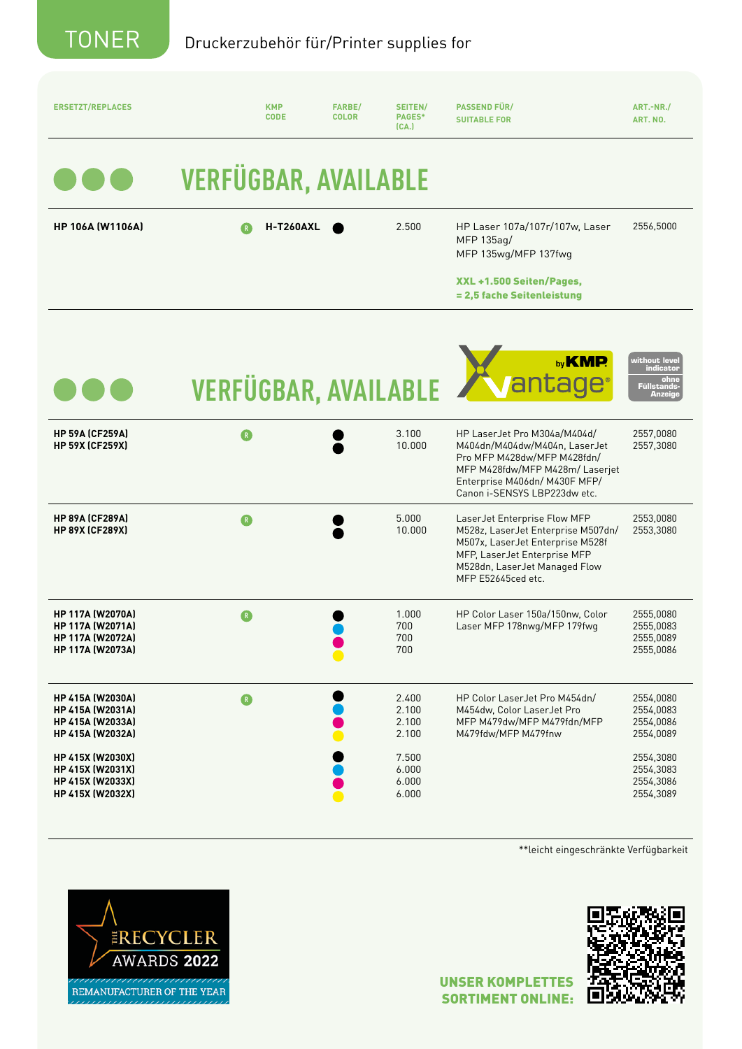# TONER

Druckerzubehör für/Printer supplies for

| ERSETZT/REPLACES | | KMP CODE | FARBE/ COLOR | SEITEN/ PAGES* (CA.) | PASSEND FÜR/ SUITABLE FOR | ART.-NR./ ART. NO. |
|---|---|---|---|---|---|---|
| **VERFÜGBAR, AVAILABLE** | | | | | | |
| **HP 106A (W1106A)** | R | **H-T260AXL** | ● | 2.500 | HP Laser 107a/107r/107w, Laser MFP 135ag/ MFP 135wg/MFP 137fwg **XXL +1.500 Seiten/Pages, = 2,5 fache Seitenleistung** | 2556,5000 |
| **VERFÜGBAR, AVAILABLE** — Vantage by KMP — without level indicator / ohne Füllstands-Anzeige | | | | | | |
| **HP 59A (CF259A)**<br>**HP 59X (CF259X)** | R | | ●<br>● | 3.100<br>10.000 | HP LaserJet Pro M304a/M404d/ M404dn/M404dw/M404n, LaserJet Pro MFP M428dw/MFP M428fdn/ MFP M428fdw/MFP M428m/ Laserjet Enterprise M406dn/ M430F MFP/ Canon i-SENSYS LBP223dw etc. | 2557,0080<br>2557,3080 |
| **HP 89A (CF289A)**<br>**HP 89X (CF289X)** | R | | ●<br>● | 5.000<br>10.000 | LaserJet Enterprise Flow MFP M528z, LaserJet Enterprise M507dn/ M507x, LaserJet Enterprise M528f MFP, LaserJet Enterprise MFP M528dn, LaserJet Managed Flow MFP E52645ced etc. | 2553,0080<br>2553,3080 |
| **HP 117A (W2070A)**<br>**HP 117A (W2071A)**<br>**HP 117A (W2072A)**<br>**HP 117A (W2073A)** | R | | ● black<br>● cyan<br>● magenta<br>● yellow | 1.000<br>700<br>700<br>700 | HP Color Laser 150a/150nw, Color Laser MFP 178nwg/MFP 179fwg | 2555,0080<br>2555,0083<br>2555,0089<br>2555,0086 |
| **HP 415A (W2030A)**<br>**HP 415A (W2031A)**<br>**HP 415A (W2033A)**<br>**HP 415A (W2032A)** | R | | ● black<br>● cyan<br>● magenta<br>● yellow | 2.400<br>2.100<br>2.100<br>2.100 | HP Color LaserJet Pro M454dn/ M454dw, Color LaserJet Pro MFP M479dw/MFP M479fdn/MFP M479fdw/MFP M479fnw | 2554,0080<br>2554,0083<br>2554,0086<br>2554,0089 |
| **HP 415X (W2030X)**<br>**HP 415X (W2031X)**<br>**HP 415X (W2033X)**<br>**HP 415X (W2032X)** | | | ● black<br>● cyan<br>● magenta<br>● yellow | 7.500<br>6.000<br>6.000<br>6.000 | | 2554,3080<br>2554,3083<br>2554,3086<br>2554,3089 |

**leicht eingeschränkte Verfügbarkeit

THE RECYCLER AWARDS 2022 — REMANUFACTURER OF THE YEAR

**UNSER KOMPLETTES SORTIMENT ONLINE:**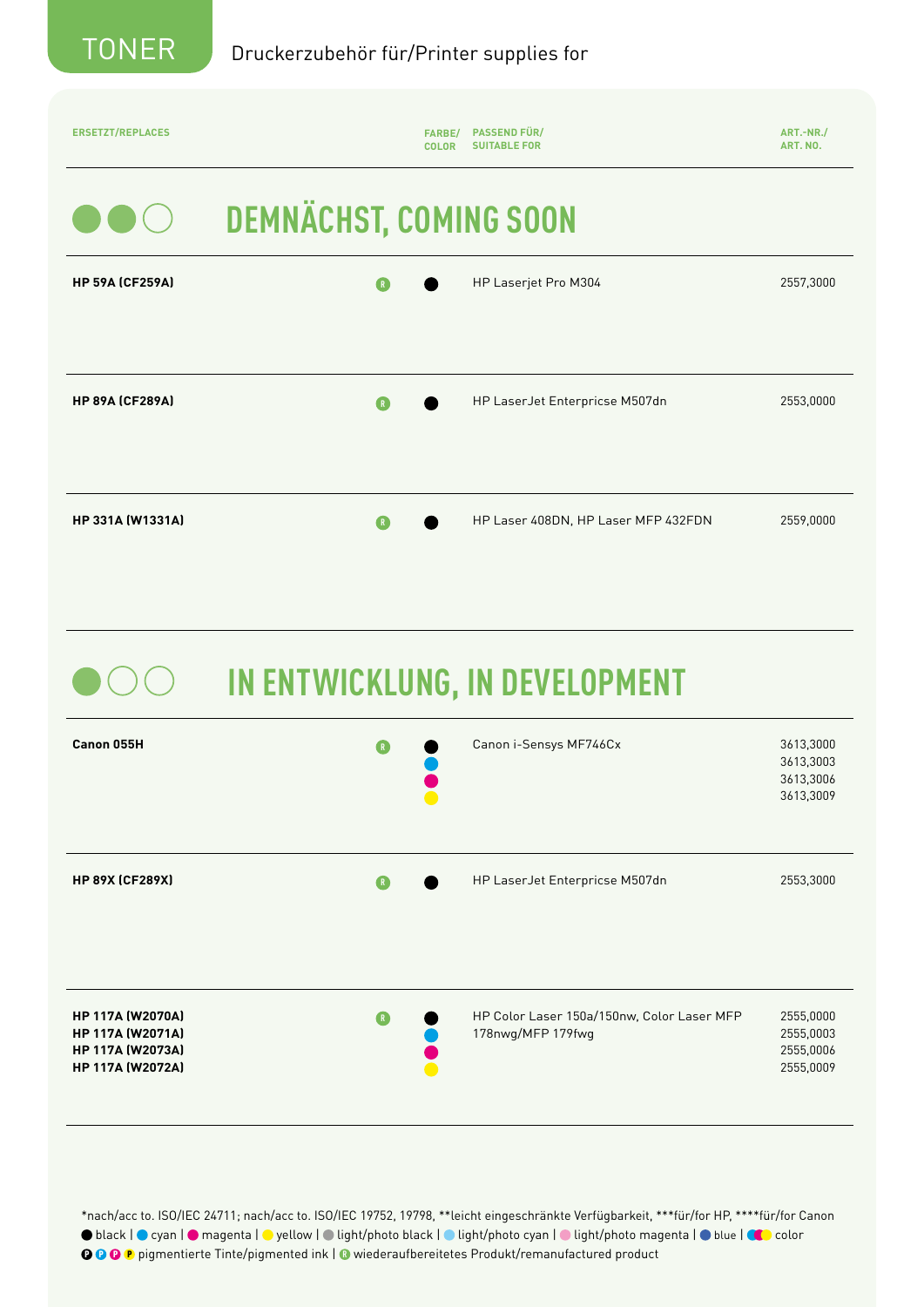TONER Druckerzubehör für/Printer supplies for

| ERSETZT/REPLACES | | FARBE/ COLOR | PASSEND FÜR/ SUITABLE FOR | ART.-NR./ ART. NO. |
|---|---|---|---|---|

## DEMNÄCHST, COMING SOON

| ERSETZT/REPLACES | | FARBE/ COLOR | PASSEND FÜR/ SUITABLE FOR | ART.-NR./ ART. NO. |
|---|---|---|---|---|
| **HP 59A (CF259A)** | R | black | HP Laserjet Pro M304 | 2557,3000 |
| **HP 89A (CF289A)** | R | black | HP LaserJet Enterpricse M507dn | 2553,0000 |
| **HP 331A (W1331A)** | R | black | HP Laser 408DN, HP Laser MFP 432FDN | 2559,0000 |

## IN ENTWICKLUNG, IN DEVELOPMENT

| ERSETZT/REPLACES | | FARBE/ COLOR | PASSEND FÜR/ SUITABLE FOR | ART.-NR./ ART. NO. |
|---|---|---|---|---|
| **Canon 055H** | R | black<br>cyan<br>magenta<br>yellow | Canon i-Sensys MF746Cx | 3613,3000<br>3613,3003<br>3613,3006<br>3613,3009 |
| **HP 89X (CF289X)** | R | black | HP LaserJet Enterpricse M507dn | 2553,3000 |
| **HP 117A (W2070A)**<br>**HP 117A (W2071A)**<br>**HP 117A (W2073A)**<br>**HP 117A (W2072A)** | R | black<br>cyan<br>magenta<br>yellow | HP Color Laser 150a/150nw, Color Laser MFP 178nwg/MFP 179fwg | 2555,0000<br>2555,0003<br>2555,0006<br>2555,0009 |

*nach/acc to. ISO/IEC 24711; nach/acc to. ISO/IEC 19752, 19798, **leicht eingeschränkte Verfügbarkeit, ***für/for HP, ****für/for Canon
● black | ● cyan | ● magenta | ● yellow | ● light/photo black | ● light/photo cyan | ● light/photo magenta | ● blue | ● color
P P P P pigmentierte Tinte/pigmented ink | R wiederaufbereitetes Produkt/remanufactured product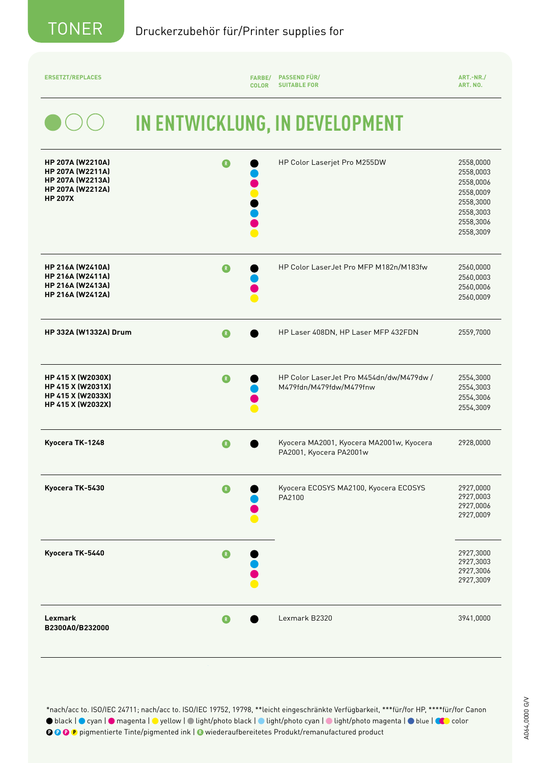# TONER

Druckerzubehör für/Printer supplies for

## IN ENTWICKLUNG, IN DEVELOPMENT

| ERSETZT/REPLACES | | FARBE/ COLOR | PASSEND FÜR/ SUITABLE FOR | ART.-NR./ ART. NO. |
|---|---|---|---|---|
| HP 207A (W2210A)<br>HP 207A (W2211A)<br>HP 207A (W2213A)<br>HP 207A (W2212A)<br>HP 207X | R | black<br>cyan<br>magenta<br>yellow<br>black<br>cyan<br>magenta<br>yellow | HP Color Laserjet Pro M255DW | 2558,0000<br>2558,0003<br>2558,0006<br>2558,0009<br>2558,3000<br>2558,3003<br>2558,3006<br>2558,3009 |
| HP 216A (W2410A)<br>HP 216A (W2411A)<br>HP 216A (W2413A)<br>HP 216A (W2412A) | R | black<br>cyan<br>magenta<br>yellow | HP Color LaserJet Pro MFP M182n/M183fw | 2560,0000<br>2560,0003<br>2560,0006<br>2560,0009 |
| HP 332A (W1332A) Drum | R | black | HP Laser 408DN, HP Laser MFP 432FDN | 2559,7000 |
| HP 415 X (W2030X)<br>HP 415 X (W2031X)<br>HP 415 X (W2033X)<br>HP 415 X (W2032X) | R | black<br>cyan<br>magenta<br>yellow | HP Color LaserJet Pro M454dn/dw/M479dw / M479fdn/M479fdw/M479fnw | 2554,3000<br>2554,3003<br>2554,3006<br>2554,3009 |
| Kyocera TK-1248 | R | black | Kyocera MA2001, Kyocera MA2001w, Kyocera PA2001, Kyocera PA2001w | 2928,0000 |
| Kyocera TK-5430 | R | black<br>cyan<br>magenta<br>yellow | Kyocera ECOSYS MA2100, Kyocera ECOSYS PA2100 | 2927,0000<br>2927,0003<br>2927,0006<br>2927,0009 |
| Kyocera TK-5440 | R | black<br>cyan<br>magenta<br>yellow | | 2927,3000<br>2927,3003<br>2927,3006<br>2927,3009 |
| Lexmark B2300A0/B232000 | R | black | Lexmark B2320 | 3941,0000 |

*nach/acc to. ISO/IEC 24711; nach/acc to. ISO/IEC 19752, 19798, **leicht eingeschränkte Verfügbarkeit, ***für/for HP, ****für/for Canon

black | cyan | magenta | yellow | light/photo black | light/photo cyan | light/photo magenta | blue | color

P P P P pigmentierte Tinte/pigmented ink | R wiederaufbereitetes Produkt/remanufactured product

A064,0000 G/V